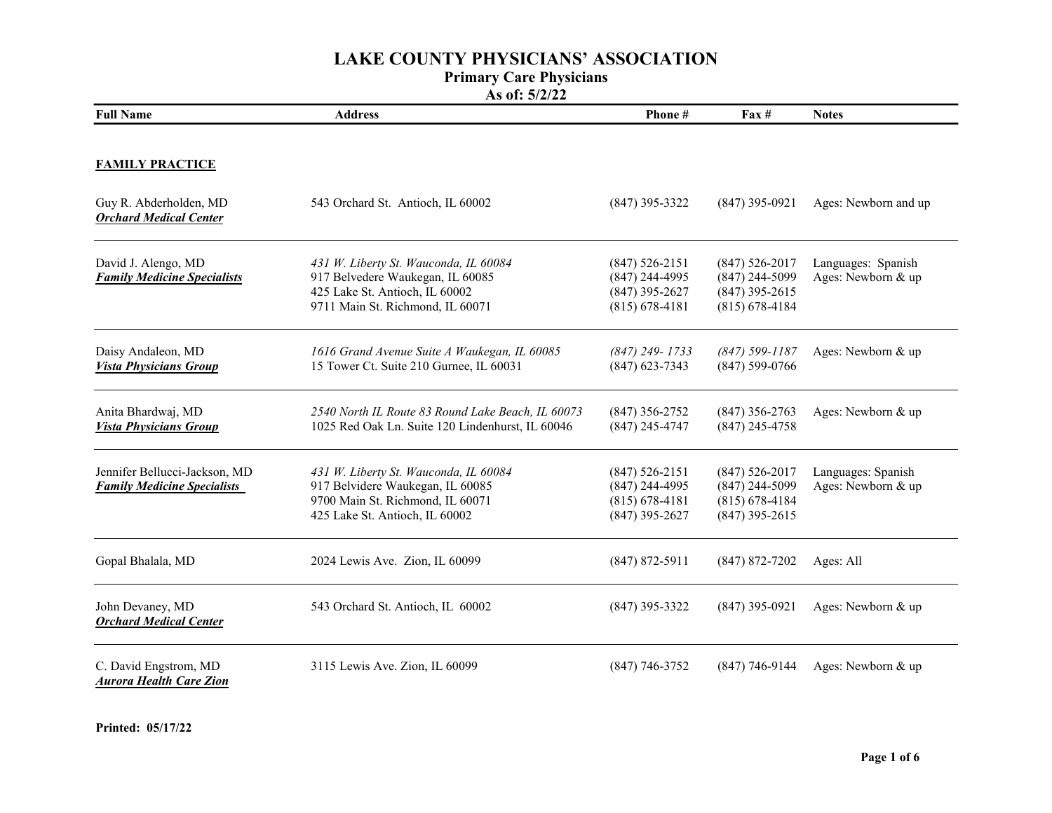# LAKE COUNTY PHYSICIANS' ASSOCIATION

## Primary Care Physicians

**As of: 5/2/22**

| Full Name | Address | Phone # | Fax # | Notes |
|---|---|---|---|---|
| **FAMILY PRACTICE** | | | | |
| Guy R. Abderholden, MD<br>***Orchard Medical Center*** | 543 Orchard St. Antioch, IL 60002 | (847) 395-3322 | (847) 395-0921 | Ages: Newborn and up |
| David J. Alengo, MD<br>***Family Medicine Specialists*** | *431 W. Liberty St. Wauconda, IL 60084*<br>917 Belvedere Waukegan, IL 60085<br>425 Lake St. Antioch, IL 60002<br>9711 Main St. Richmond, IL 60071 | (847) 526-2151<br>(847) 244-4995<br>(847) 395-2627<br>(815) 678-4181 | (847) 526-2017<br>(847) 244-5099<br>(847) 395-2615<br>(815) 678-4184 | Languages: Spanish<br>Ages: Newborn & up |
| Daisy Andaleon, MD<br>***Vista Physicians Group*** | *1616 Grand Avenue Suite A Waukegan, IL 60085*<br>15 Tower Ct. Suite 210 Gurnee, IL 60031 | *(847) 249- 1733*<br>(847) 623-7343 | *(847) 599-1187*<br>(847) 599-0766 | Ages: Newborn & up |
| Anita Bhardwaj, MD<br>***Vista Physicians Group*** | *2540 North IL Route 83 Round Lake Beach, IL 60073*<br>1025 Red Oak Ln. Suite 120 Lindenhurst, IL 60046 | (847) 356-2752<br>(847) 245-4747 | (847) 356-2763<br>(847) 245-4758 | Ages: Newborn & up |
| Jennifer Bellucci-Jackson, MD<br>***Family Medicine Specialists*** | *431 W. Liberty St. Wauconda, IL 60084*<br>917 Belvidere Waukegan, IL 60085<br>9700 Main St. Richmond, IL 60071<br>425 Lake St. Antioch, IL 60002 | (847) 526-2151<br>(847) 244-4995<br>(815) 678-4181<br>(847) 395-2627 | (847) 526-2017<br>(847) 244-5099<br>(815) 678-4184<br>(847) 395-2615 | Languages: Spanish<br>Ages: Newborn & up |
| Gopal Bhalala, MD | 2024 Lewis Ave. Zion, IL 60099 | (847) 872-5911 | (847) 872-7202 | Ages: All |
| John Devaney, MD<br>***Orchard Medical Center*** | 543 Orchard St. Antioch, IL 60002 | (847) 395-3322 | (847) 395-0921 | Ages: Newborn & up |
| C. David Engstrom, MD<br>***Aurora Health Care Zion*** | 3115 Lewis Ave. Zion, IL 60099 | (847) 746-3752 | (847) 746-9144 | Ages: Newborn & up |

**Printed: 05/17/22**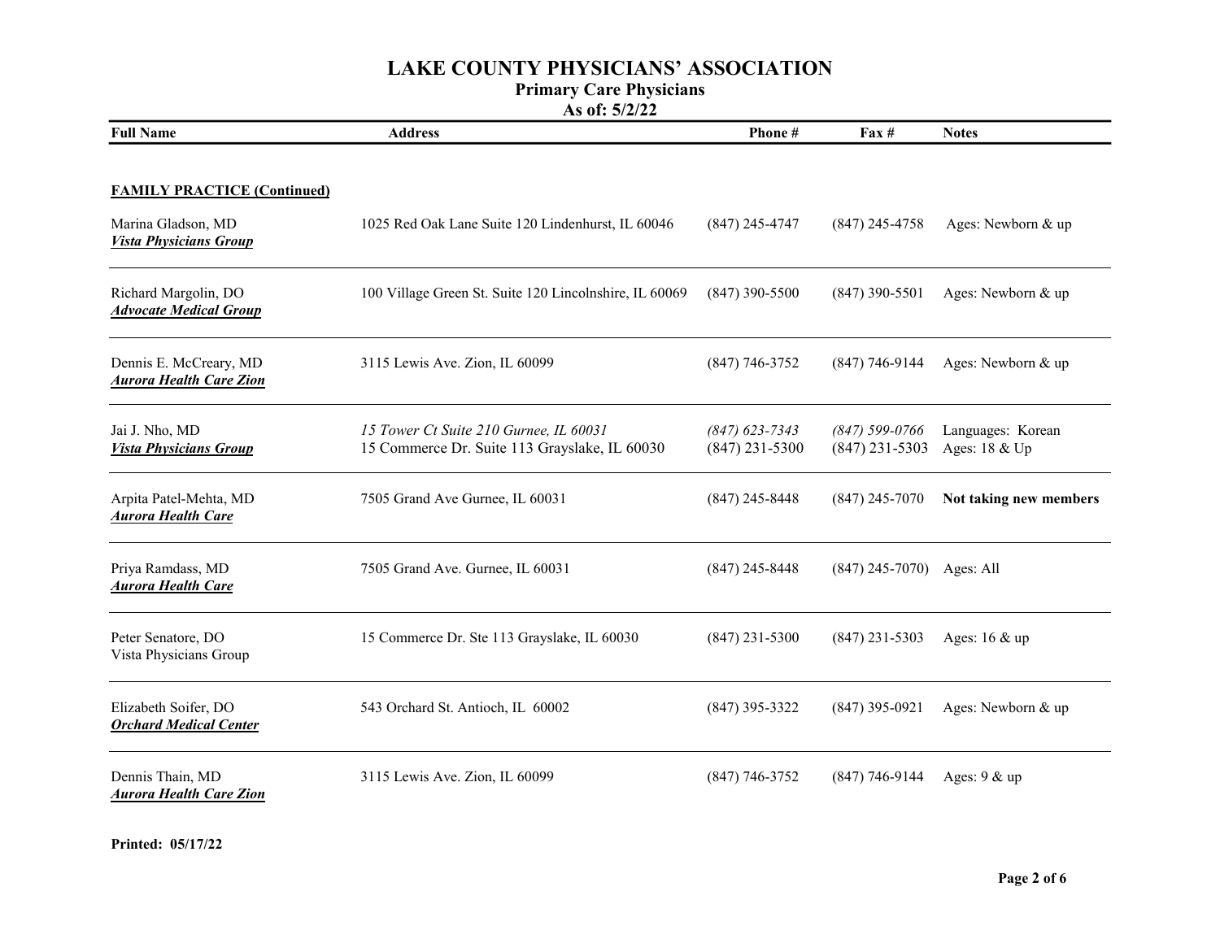# LAKE COUNTY PHYSICIANS' ASSOCIATION

## Primary Care Physicians

**As of: 5/2/22**

| Full Name | Address | Phone # | Fax # | Notes |
|---|---|---|---|---|
| **FAMILY PRACTICE (Continued)** | | | | |
| Marina Gladson, MD<br>***Vista Physicians Group*** | 1025 Red Oak Lane Suite 120 Lindenhurst, IL 60046 | (847) 245-4747 | (847) 245-4758 | Ages: Newborn & up |
| Richard Margolin, DO<br>***Advocate Medical Group*** | 100 Village Green St. Suite 120 Lincolnshire, IL 60069 | (847) 390-5500 | (847) 390-5501 | Ages: Newborn & up |
| Dennis E. McCreary, MD<br>***Aurora Health Care Zion*** | 3115 Lewis Ave. Zion, IL 60099 | (847) 746-3752 | (847) 746-9144 | Ages: Newborn & up |
| Jai J. Nho, MD<br>***Vista Physicians Group*** | *15 Tower Ct Suite 210 Gurnee, IL 60031*<br>15 Commerce Dr. Suite 113 Grayslake, IL 60030 | *(847) 623-7343*<br>(847) 231-5300 | *(847) 599-0766*<br>(847) 231-5303 | Languages: Korean<br>Ages: 18 & Up |
| Arpita Patel-Mehta, MD<br>***Aurora Health Care*** | 7505 Grand Ave Gurnee, IL 60031 | (847) 245-8448 | (847) 245-7070 | **Not taking new members** |
| Priya Ramdass, MD<br>***Aurora Health Care*** | 7505 Grand Ave. Gurnee, IL 60031 | (847) 245-8448 | (847) 245-7070) | Ages: All |
| Peter Senatore, DO<br>Vista Physicians Group | 15 Commerce Dr. Ste 113 Grayslake, IL 60030 | (847) 231-5300 | (847) 231-5303 | Ages: 16 & up |
| Elizabeth Soifer, DO<br>***Orchard Medical Center*** | 543 Orchard St. Antioch, IL 60002 | (847) 395-3322 | (847) 395-0921 | Ages: Newborn & up |
| Dennis Thain, MD<br>***Aurora Health Care Zion*** | 3115 Lewis Ave. Zion, IL 60099 | (847) 746-3752 | (847) 746-9144 | Ages: 9 & up |

**Printed: 05/17/22**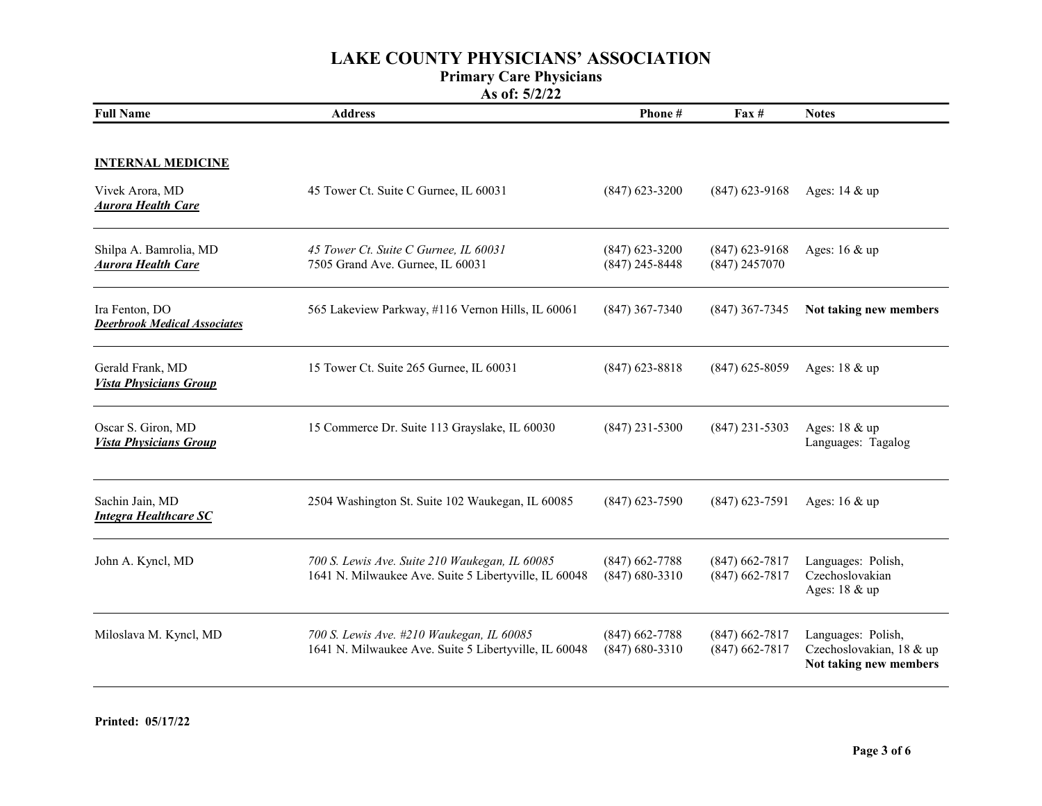# LAKE COUNTY PHYSICIANS' ASSOCIATION

## Primary Care Physicians

### As of: 5/2/22

| Full Name | Address | Phone # | Fax # | Notes |
|---|---|---|---|---|
| **INTERNAL MEDICINE** | | | | |
| Vivek Arora, MD<br>***Aurora Health Care*** | 45 Tower Ct. Suite C Gurnee, IL 60031 | (847) 623-3200 | (847) 623-9168 | Ages: 14 & up |
| Shilpa A. Bamrolia, MD<br>***Aurora Health Care*** | *45 Tower Ct. Suite C Gurnee, IL 60031*<br>7505 Grand Ave. Gurnee, IL 60031 | (847) 623-3200<br>(847) 245-8448 | (847) 623-9168<br>(847) 2457070 | Ages: 16 & up |
| Ira Fenton, DO<br>***Deerbrook Medical Associates*** | 565 Lakeview Parkway, #116 Vernon Hills, IL 60061 | (847) 367-7340 | (847) 367-7345 | **Not taking new members** |
| Gerald Frank, MD<br>***Vista Physicians Group*** | 15 Tower Ct. Suite 265 Gurnee, IL 60031 | (847) 623-8818 | (847) 625-8059 | Ages: 18 & up |
| Oscar S. Giron, MD<br>***Vista Physicians Group*** | 15 Commerce Dr. Suite 113 Grayslake, IL 60030 | (847) 231-5300 | (847) 231-5303 | Ages: 18 & up<br>Languages: Tagalog |
| Sachin Jain, MD<br>***Integra Healthcare SC*** | 2504 Washington St. Suite 102 Waukegan, IL 60085 | (847) 623-7590 | (847) 623-7591 | Ages: 16 & up |
| John A. Kyncl, MD | *700 S. Lewis Ave. Suite 210 Waukegan, IL 60085*<br>1641 N. Milwaukee Ave. Suite 5 Libertyville, IL 60048 | (847) 662-7788<br>(847) 680-3310 | (847) 662-7817<br>(847) 662-7817 | Languages: Polish, Czechoslovakian<br>Ages: 18 & up |
| Miloslava M. Kyncl, MD | *700 S. Lewis Ave. #210 Waukegan, IL 60085*<br>1641 N. Milwaukee Ave. Suite 5 Libertyville, IL 60048 | (847) 662-7788<br>(847) 680-3310 | (847) 662-7817<br>(847) 662-7817 | Languages: Polish, Czechoslovakian, 18 & up<br>**Not taking new members** |

**Printed: 05/17/22**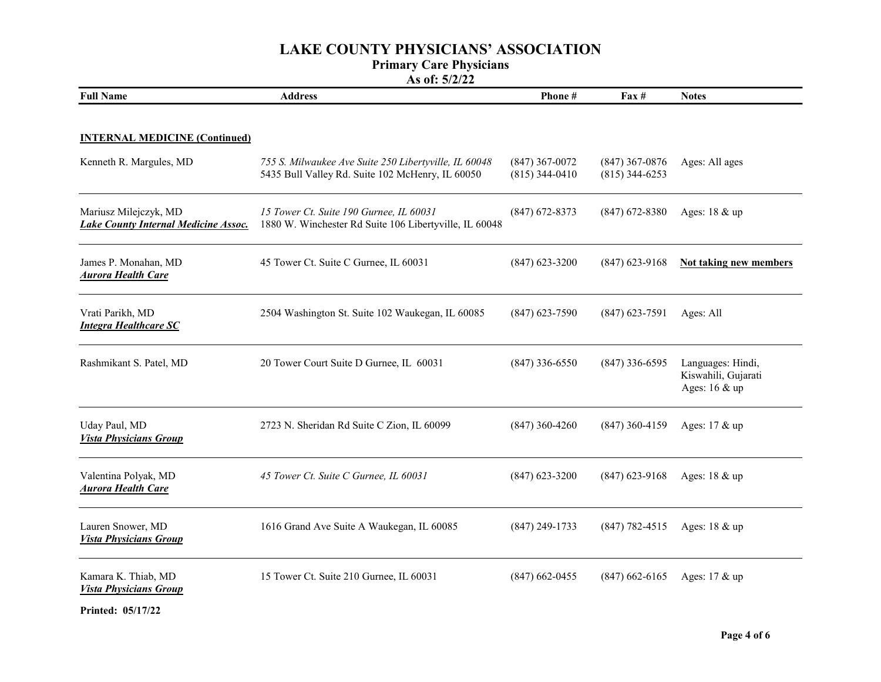# LAKE COUNTY PHYSICIANS' ASSOCIATION

## Primary Care Physicians

### As of: 5/2/22

| Full Name | Address | Phone # | Fax # | Notes |
|---|---|---|---|---|
| **INTERNAL MEDICINE (Continued)** | | | | |
| Kenneth R. Margules, MD | *755 S. Milwaukee Ave Suite 250 Libertyville, IL 60048*<br>5435 Bull Valley Rd. Suite 102 McHenry, IL 60050 | (847) 367-0072<br>(815) 344-0410 | (847) 367-0876<br>(815) 344-6253 | Ages: All ages |
| Mariusz Milejczyk, MD<br>***Lake County Internal Medicine Assoc.*** | *15 Tower Ct. Suite 190 Gurnee, IL 60031*<br>1880 W. Winchester Rd Suite 106 Libertyville, IL 60048 | (847) 672-8373 | (847) 672-8380 | Ages: 18 & up |
| James P. Monahan, MD<br>***Aurora Health Care*** | 45 Tower Ct. Suite C Gurnee, IL 60031 | (847) 623-3200 | (847) 623-9168 | **Not taking new members** |
| Vrati Parikh, MD<br>***Integra Healthcare SC*** | 2504 Washington St. Suite 102 Waukegan, IL 60085 | (847) 623-7590 | (847) 623-7591 | Ages: All |
| Rashmikant S. Patel, MD | 20 Tower Court Suite D Gurnee, IL 60031 | (847) 336-6550 | (847) 336-6595 | Languages: Hindi, Kiswahili, Gujarati<br>Ages: 16 & up |
| Uday Paul, MD<br>***Vista Physicians Group*** | 2723 N. Sheridan Rd Suite C Zion, IL 60099 | (847) 360-4260 | (847) 360-4159 | Ages: 17 & up |
| Valentina Polyak, MD<br>***Aurora Health Care*** | *45 Tower Ct. Suite C Gurnee, IL 60031* | (847) 623-3200 | (847) 623-9168 | Ages: 18 & up |
| Lauren Snower, MD<br>***Vista Physicians Group*** | 1616 Grand Ave Suite A Waukegan, IL 60085 | (847) 249-1733 | (847) 782-4515 | Ages: 18 & up |
| Kamara K. Thiab, MD<br>***Vista Physicians Group*** | 15 Tower Ct. Suite 210 Gurnee, IL 60031 | (847) 662-0455 | (847) 662-6165 | Ages: 17 & up |

**Printed: 05/17/22**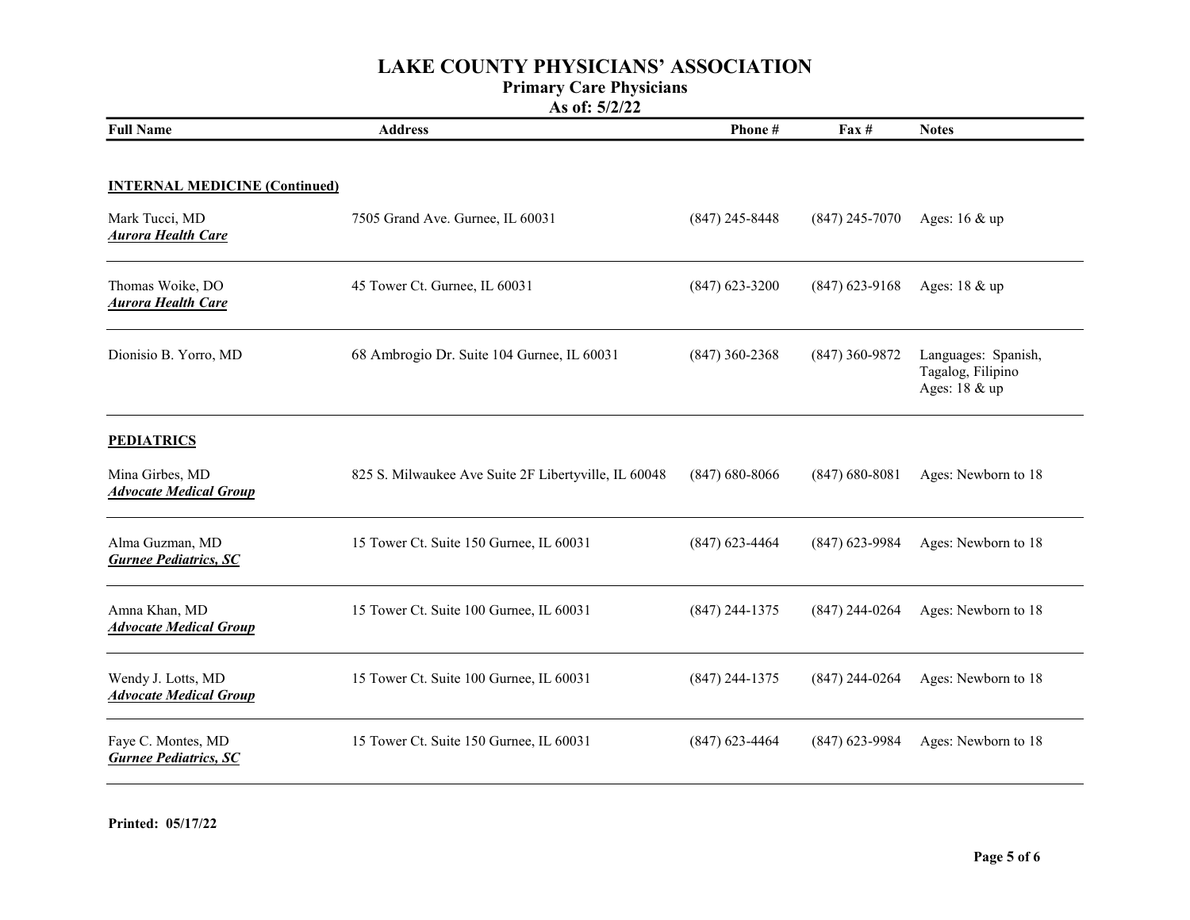# LAKE COUNTY PHYSICIANS' ASSOCIATION

## Primary Care Physicians

**As of: 5/2/22**

| Full Name | Address | Phone # | Fax # | Notes |
|---|---|---|---|---|
| **INTERNAL MEDICINE (Continued)** | | | | |
| Mark Tucci, MD<br>***Aurora Health Care*** | 7505 Grand Ave. Gurnee, IL 60031 | (847) 245-8448 | (847) 245-7070 | Ages: 16 & up |
| Thomas Woike, DO<br>***Aurora Health Care*** | 45 Tower Ct. Gurnee, IL 60031 | (847) 623-3200 | (847) 623-9168 | Ages: 18 & up |
| Dionisio B. Yorro, MD | 68 Ambrogio Dr. Suite 104 Gurnee, IL 60031 | (847) 360-2368 | (847) 360-9872 | Languages: Spanish, Tagalog, Filipino<br>Ages: 18 & up |
| **PEDIATRICS** | | | | |
| Mina Girbes, MD<br>***Advocate Medical Group*** | 825 S. Milwaukee Ave Suite 2F Libertyville, IL 60048 | (847) 680-8066 | (847) 680-8081 | Ages: Newborn to 18 |
| Alma Guzman, MD<br>***Gurnee Pediatrics, SC*** | 15 Tower Ct. Suite 150 Gurnee, IL 60031 | (847) 623-4464 | (847) 623-9984 | Ages: Newborn to 18 |
| Amna Khan, MD<br>***Advocate Medical Group*** | 15 Tower Ct. Suite 100 Gurnee, IL 60031 | (847) 244-1375 | (847) 244-0264 | Ages: Newborn to 18 |
| Wendy J. Lotts, MD<br>***Advocate Medical Group*** | 15 Tower Ct. Suite 100 Gurnee, IL 60031 | (847) 244-1375 | (847) 244-0264 | Ages: Newborn to 18 |
| Faye C. Montes, MD<br>***Gurnee Pediatrics, SC*** | 15 Tower Ct. Suite 150 Gurnee, IL 60031 | (847) 623-4464 | (847) 623-9984 | Ages: Newborn to 18 |

**Printed: 05/17/22**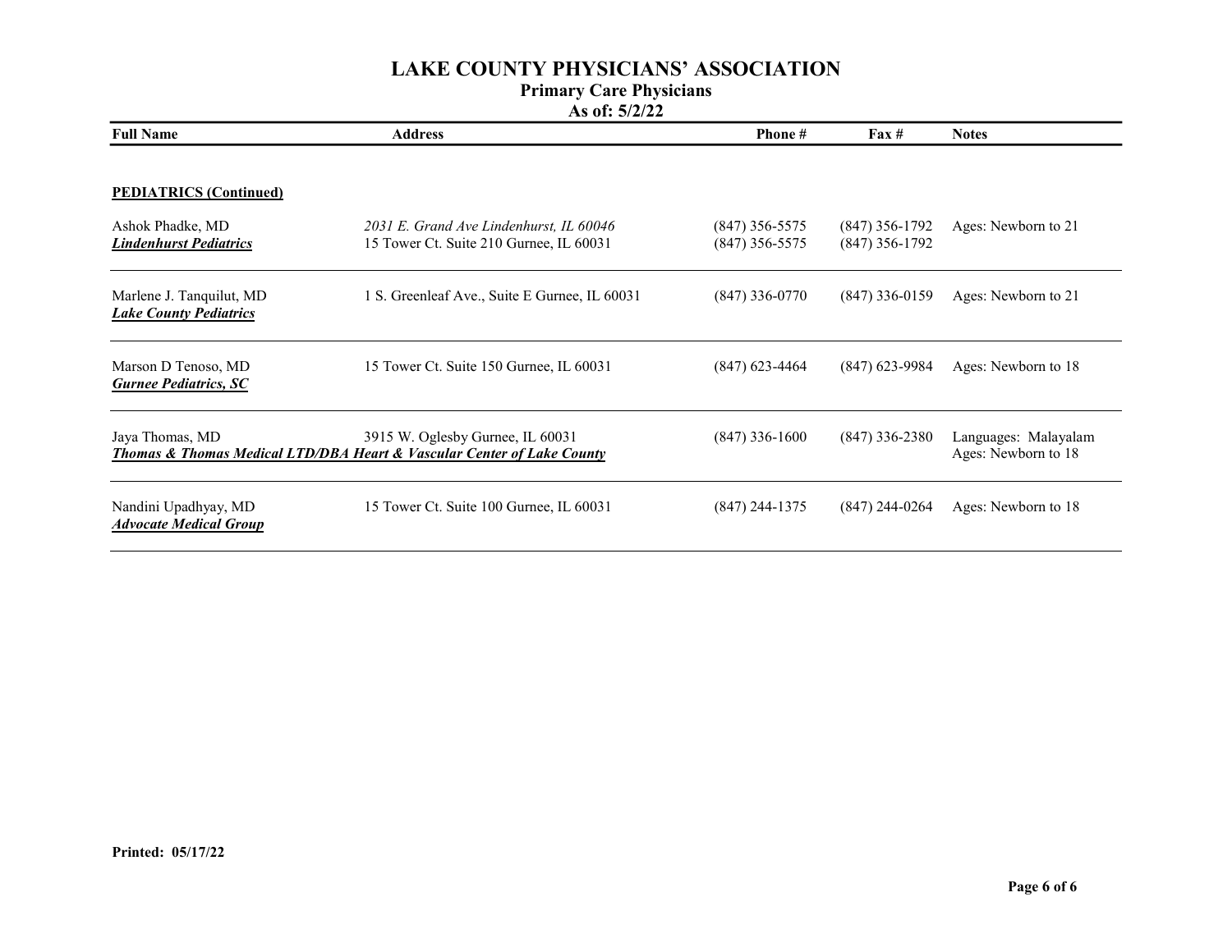# LAKE COUNTY PHYSICIANS' ASSOCIATION

## Primary Care Physicians

### As of: 5/2/22

| Full Name | Address | Phone # | Fax # | Notes |
|---|---|---|---|---|
| **PEDIATRICS (Continued)** | | | | |
| Ashok Phadke, MD | *2031 E. Grand Ave Lindenhurst, IL 60046* | (847) 356-5575 | (847) 356-1792 | Ages: Newborn to 21 |
| ***Lindenhurst Pediatrics*** | 15 Tower Ct. Suite 210 Gurnee, IL 60031 | (847) 356-5575 | (847) 356-1792 | |
| Marlene J. Tanquilut, MD<br>***Lake County Pediatrics*** | 1 S. Greenleaf Ave., Suite E Gurnee, IL 60031 | (847) 336-0770 | (847) 336-0159 | Ages: Newborn to 21 |
| Marson D Tenoso, MD<br>***Gurnee Pediatrics, SC*** | 15 Tower Ct. Suite 150 Gurnee, IL 60031 | (847) 623-4464 | (847) 623-9984 | Ages: Newborn to 18 |
| Jaya Thomas, MD<br>***Thomas & Thomas Medical LTD/DBA Heart & Vascular Center of Lake County*** | 3915 W. Oglesby Gurnee, IL 60031 | (847) 336-1600 | (847) 336-2380 | Languages: Malayalam<br>Ages: Newborn to 18 |
| Nandini Upadhyay, MD<br>***Advocate Medical Group*** | 15 Tower Ct. Suite 100 Gurnee, IL 60031 | (847) 244-1375 | (847) 244-0264 | Ages: Newborn to 18 |

**Printed: 05/17/22**